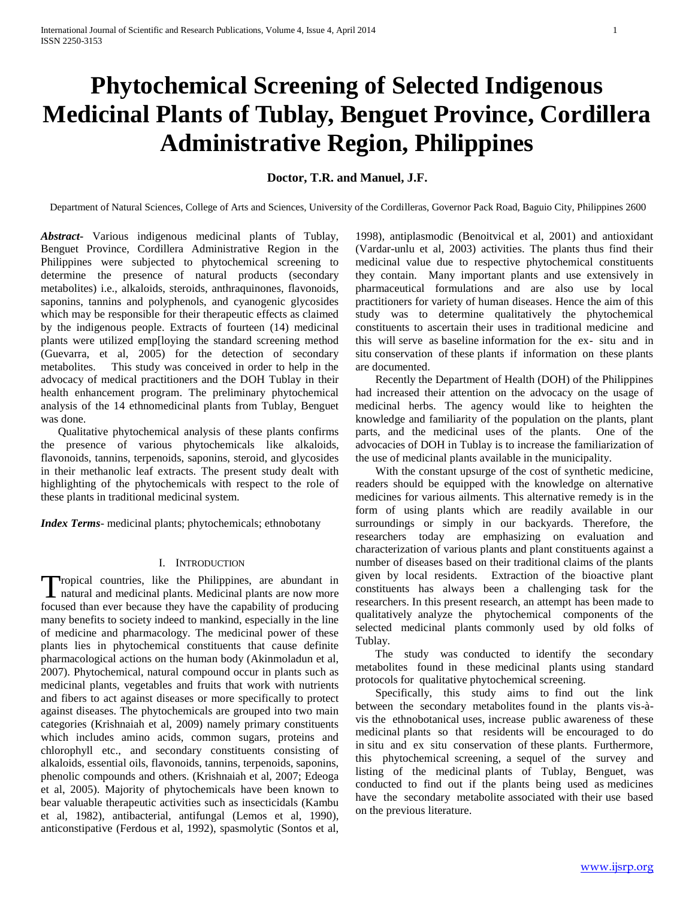# Phytochemical Screening of Selected Indigenous Medicinal Plants of Tublay, Benguet Province, Cordillera Administrative Region, Philippines

**Doctor, T.R. and Manuel, J.F.**

Department of Natural Sciences, College of Arts and Sciences, University of the Cordilleras, Governor Pack Road, Baguio City, Philippines 2600

***Abstract-*** Various indigenous medicinal plants of Tublay, Benguet Province, Cordillera Administrative Region in the Philippines were subjected to phytochemical screening to determine the presence of natural products (secondary metabolites) i.e., alkaloids, steroids, anthraquinones, flavonoids, saponins, tannins and polyphenols, and cyanogenic glycosides which may be responsible for their therapeutic effects as claimed by the indigenous people. Extracts of fourteen (14) medicinal plants were utilized emp[loying the standard screening method (Guevarra, et al, 2005) for the detection of secondary metabolites. This study was conceived in order to help in the advocacy of medical practitioners and the DOH Tublay in their health enhancement program. The preliminary phytochemical analysis of the 14 ethnomedicinal plants from Tublay, Benguet was done.

Qualitative phytochemical analysis of these plants confirms the presence of various phytochemicals like alkaloids, flavonoids, tannins, terpenoids, saponins, steroid, and glycosides in their methanolic leaf extracts. The present study dealt with highlighting of the phytochemicals with respect to the role of these plants in traditional medicinal system.

***Index Terms*****-** medicinal plants; phytochemicals; ethnobotany

## I. Introduction

Tropical countries, like the Philippines, are abundant in natural and medicinal plants. Medicinal plants are now more focused than ever because they have the capability of producing many benefits to society indeed to mankind, especially in the line of medicine and pharmacology. The medicinal power of these plants lies in phytochemical constituents that cause definite pharmacological actions on the human body (Akinmoladun et al, 2007). Phytochemical, natural compound occur in plants such as medicinal plants, vegetables and fruits that work with nutrients and fibers to act against diseases or more specifically to protect against diseases. The phytochemicals are grouped into two main categories (Krishnaiah et al, 2009) namely primary constituents which includes amino acids, common sugars, proteins and chlorophyll etc., and secondary constituents consisting of alkaloids, essential oils, flavonoids, tannins, terpenoids, saponins, phenolic compounds and others. (Krishnaiah et al, 2007; Edeoga et al, 2005). Majority of phytochemicals have been known to bear valuable therapeutic activities such as insecticidals (Kambu et al, 1982), antibacterial, antifungal (Lemos et al, 1990), anticonstipative (Ferdous et al, 1992), spasmolytic (Sontos et al, 1998), antiplasmodic (Benoitvical et al, 2001) and antioxidant (Vardar-unlu et al, 2003) activities. The plants thus find their medicinal value due to respective phytochemical constituents they contain. Many important plants and use extensively in pharmaceutical formulations and are also use by local practitioners for variety of human diseases. Hence the aim of this study was to determine qualitatively the phytochemical constituents to ascertain their uses in traditional medicine and this will serve as baseline information for the ex- situ and in situ conservation of these plants if information on these plants are documented.

Recently the Department of Health (DOH) of the Philippines had increased their attention on the advocacy on the usage of medicinal herbs. The agency would like to heighten the knowledge and familiarity of the population on the plants, plant parts, and the medicinal uses of the plants. One of the advocacies of DOH in Tublay is to increase the familiarization of the use of medicinal plants available in the municipality.

With the constant upsurge of the cost of synthetic medicine, readers should be equipped with the knowledge on alternative medicines for various ailments. This alternative remedy is in the form of using plants which are readily available in our surroundings or simply in our backyards. Therefore, the researchers today are emphasizing on evaluation and characterization of various plants and plant constituents against a number of diseases based on their traditional claims of the plants given by local residents. Extraction of the bioactive plant constituents has always been a challenging task for the researchers. In this present research, an attempt has been made to qualitatively analyze the phytochemical components of the selected medicinal plants commonly used by old folks of Tublay.

The study was conducted to identify the secondary metabolites found in these medicinal plants using standard protocols for qualitative phytochemical screening.

Specifically, this study aims to find out the link between the secondary metabolites found in the plants vis-à-vis the ethnobotanical uses, increase public awareness of these medicinal plants so that residents will be encouraged to do in situ and ex situ conservation of these plants. Furthermore, this phytochemical screening, a sequel of the survey and listing of the medicinal plants of Tublay, Benguet, was conducted to find out if the plants being used as medicines have the secondary metabolite associated with their use based on the previous literature.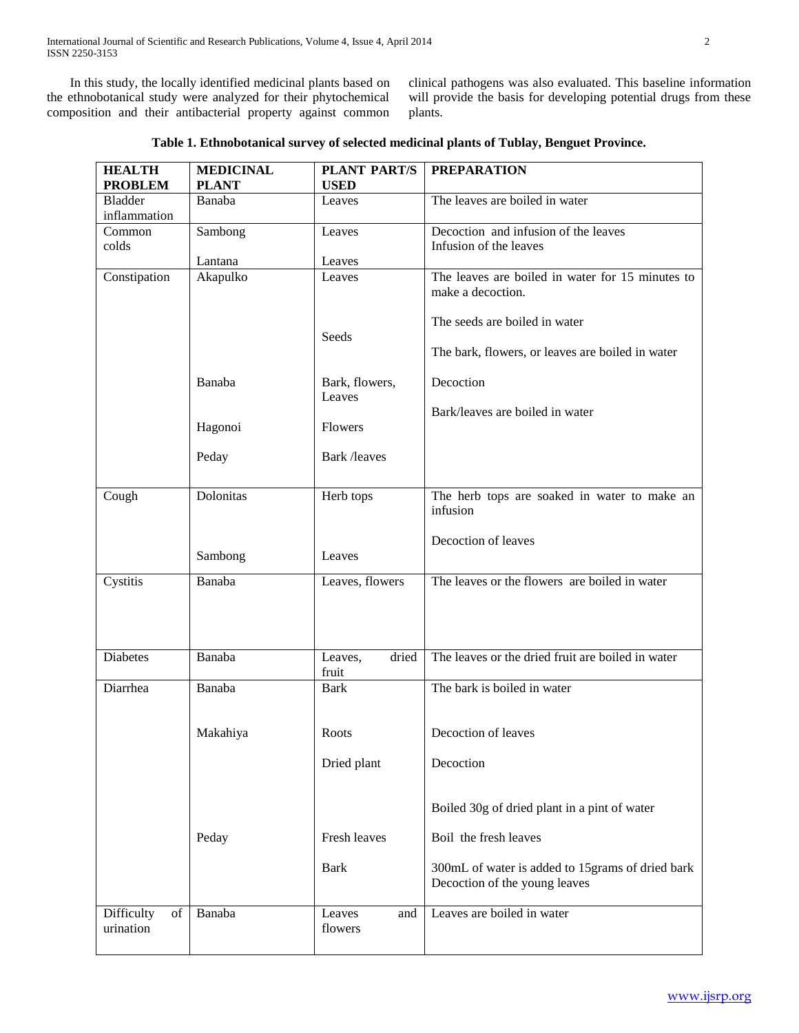In this study, the locally identified medicinal plants based on the ethnobotanical study were analyzed for their phytochemical composition and their antibacterial property against common clinical pathogens was also evaluated. This baseline information will provide the basis for developing potential drugs from these plants.

**Table 1. Ethnobotanical survey of selected medicinal plants of Tublay, Benguet Province.**

| HEALTH PROBLEM | MEDICINAL PLANT | PLANT PART/S USED | PREPARATION |
|---|---|---|---|
| Bladder inflammation | Banaba | Leaves | The leaves are boiled in water |
| Common colds | Sambong | | Decoction and infusion of the leaves |
| | Lantana | Leaves | Infusion of the leaves |
| Constipation | Akapulko | Leaves | The leaves are boiled in water for 15 minutes to make a decoction. |
| | | Seeds | The seeds are boiled in water |
| | Banaba | Bark, flowers, Leaves | The bark, flowers, or leaves are boiled in water |
| | Hagonoi | Flowers | Decoction |
| | Peday | Bark /leaves | Bark/leaves are boiled in water |
| Cough | Dolonitas | Herb tops | The herb tops are soaked in water to make an infusion |
| | Sambong | Leaves | Decoction of leaves |
| Cystitis | Banaba | Leaves, flowers | The leaves or the flowers are boiled in water |
| Diabetes | Banaba | Leaves, dried fruit | The leaves or the dried fruit are boiled in water |
| Diarrhea | Banaba | Bark | The bark is boiled in water |
| | Makahiya | Roots | Decoction of leaves |
| | | Dried plant | Decoction |
| | | | Boiled 30g of dried plant in a pint of water |
| | Peday | Fresh leaves | Boil the fresh leaves |
| | | Bark | 300mL of water is added to 15grams of dried bark |
| | | | Decoction of the young leaves |
| Difficulty of urination | Banaba | Leaves and flowers | Leaves are boiled in water |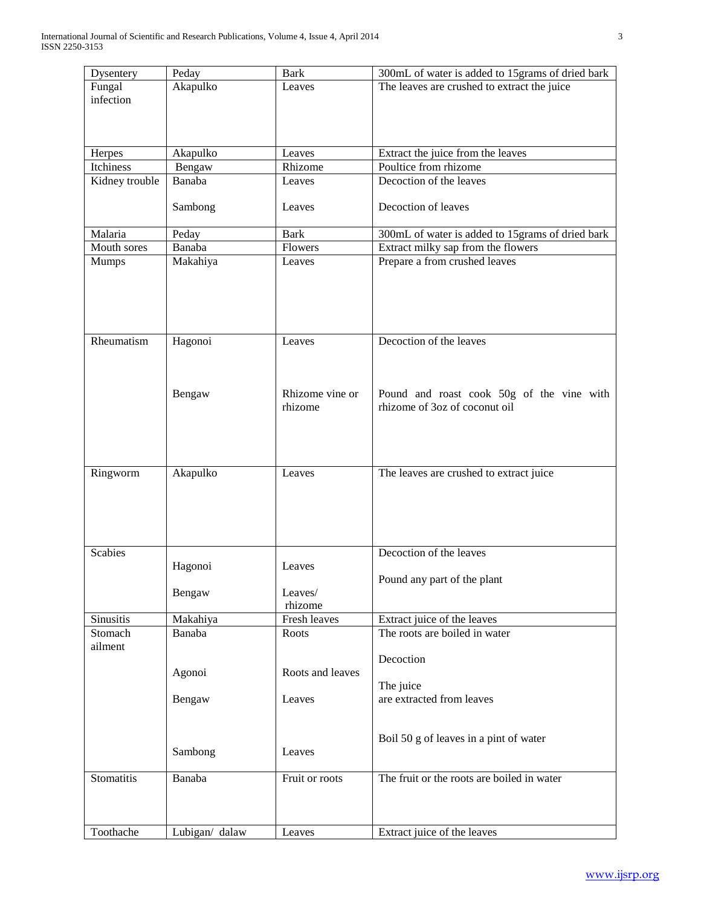| Dysentery | Peday | Bark | 300mL of water is added to 15grams of dried bark |
|---|---|---|---|
| Fungal infection | Akapulko | Leaves | The leaves are crushed to extract the juice |
| Herpes | Akapulko | Leaves | Extract the juice from the leaves |
| Itchiness | Bengaw | Rhizome | Poultice from rhizome |
| Kidney trouble | Banaba<br><br>Sambong | Leaves<br><br>Leaves | Decoction of the leaves<br><br>Decoction of leaves |
| Malaria | Peday | Bark | 300mL of water is added to 15grams of dried bark |
| Mouth sores | Banaba | Flowers | Extract milky sap from the flowers |
| Mumps | Makahiya | Leaves | Prepare a from crushed leaves |
| Rheumatism | Hagonoi<br><br>Bengaw | Leaves<br><br>Rhizome vine or rhizome | Decoction of the leaves<br><br>Pound and roast cook 50g of the vine with rhizome of 3oz of coconut oil |
| Ringworm | Akapulko | Leaves | The leaves are crushed to extract juice |
| Scabies | Hagonoi<br><br>Bengaw | Leaves<br><br>Leaves/ rhizome | Decoction of the leaves<br><br>Pound any part of the plant |
| Sinusitis | Makahiya | Fresh leaves | Extract juice of the leaves |
| Stomach ailment | Banaba<br><br>Agonoi<br><br>Bengaw<br><br>Sambong | Roots<br><br>Roots and leaves<br><br>Leaves<br><br>Leaves | The roots are boiled in water<br><br>Decoction<br><br>The juice are extracted from leaves<br><br>Boil 50 g of leaves in a pint of water |
| Stomatitis | Banaba | Fruit or roots | The fruit or the roots are boiled in water |
| Toothache | Lubigan/ dalaw | Leaves | Extract juice of the leaves |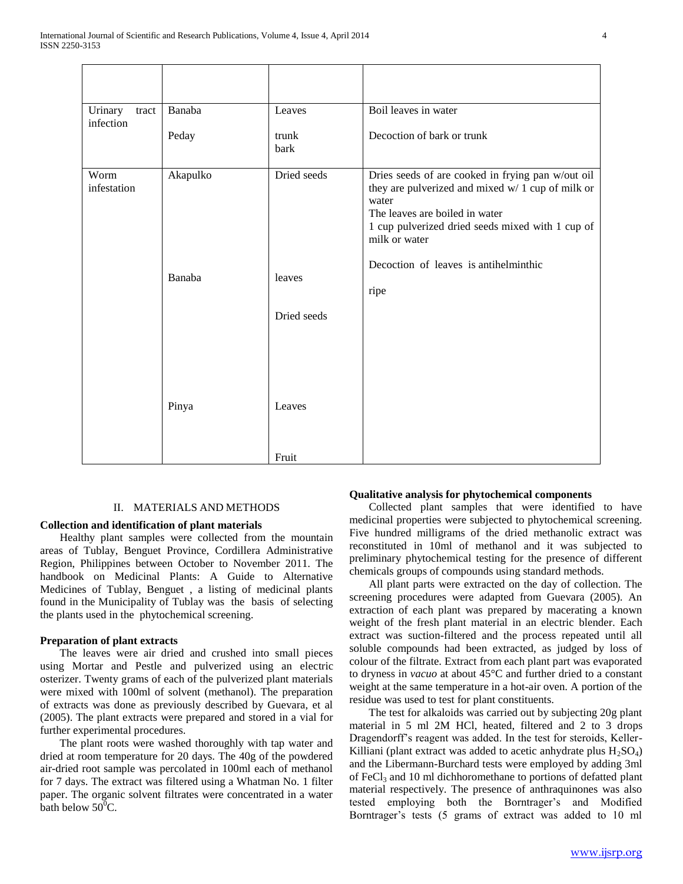|  |  |  |  |
|---|---|---|---|
| Urinary tract infection | Banaba<br><br>Peday | Leaves<br><br>trunk<br>bark | Boil leaves in water<br><br>Decoction of bark or trunk |
| Worm infestation | Akapulko<br><br><br><br><br><br>Banaba<br><br><br><br><br><br><br><br><br><br>Pinya | Dried seeds<br><br><br><br><br><br>leaves<br><br>Dried seeds<br><br><br><br><br><br><br><br>Leaves<br><br><br>Fruit | Dries seeds of are cooked in frying pan w/out oil they are pulverized and mixed w/ 1 cup of milk or water<br>The leaves are boiled in water<br>1 cup pulverized dried seeds mixed with 1 cup of milk or water<br><br>Decoction of leaves is antihelminthic<br><br>ripe |

## II. MATERIALS AND METHODS

### Collection and identification of plant materials

Healthy plant samples were collected from the mountain areas of Tublay, Benguet Province, Cordillera Administrative Region, Philippines between October to November 2011. The handbook on Medicinal Plants: A Guide to Alternative Medicines of Tublay, Benguet , a listing of medicinal plants found in the Municipality of Tublay was the basis of selecting the plants used in the phytochemical screening.

### Preparation of plant extracts

The leaves were air dried and crushed into small pieces using Mortar and Pestle and pulverized using an electric osterizer. Twenty grams of each of the pulverized plant materials were mixed with 100ml of solvent (methanol). The preparation of extracts was done as previously described by Guevara, et al (2005). The plant extracts were prepared and stored in a vial for further experimental procedures.

The plant roots were washed thoroughly with tap water and dried at room temperature for 20 days. The 40g of the powdered air-dried root sample was percolated in 100ml each of methanol for 7 days. The extract was filtered using a Whatman No. 1 filter paper. The organic solvent filtrates were concentrated in a water bath below $50^{0}$C.

### Qualitative analysis for phytochemical components

Collected plant samples that were identified to have medicinal properties were subjected to phytochemical screening. Five hundred milligrams of the dried methanolic extract was reconstituted in 10ml of methanol and it was subjected to preliminary phytochemical testing for the presence of different chemicals groups of compounds using standard methods.

All plant parts were extracted on the day of collection. The screening procedures were adapted from Guevara (2005). An extraction of each plant was prepared by macerating a known weight of the fresh plant material in an electric blender. Each extract was suction-filtered and the process repeated until all soluble compounds had been extracted, as judged by loss of colour of the filtrate. Extract from each plant part was evaporated to dryness in *vacuo* at about 45°C and further dried to a constant weight at the same temperature in a hot-air oven. A portion of the residue was used to test for plant constituents.

The test for alkaloids was carried out by subjecting 20g plant material in 5 ml 2M HCl, heated, filtered and 2 to 3 drops Dragendorff's reagent was added. In the test for steroids, Keller-Killiani (plant extract was added to acetic anhydrate plus $H_2SO_4$) and the Libermann-Burchard tests were employed by adding 3ml of $FeCl_3$ and 10 ml dichhoromethane to portions of defatted plant material respectively. The presence of anthraquinones was also tested employing both the Borntrager's and Modified Borntrager's tests (5 grams of extract was added to 10 ml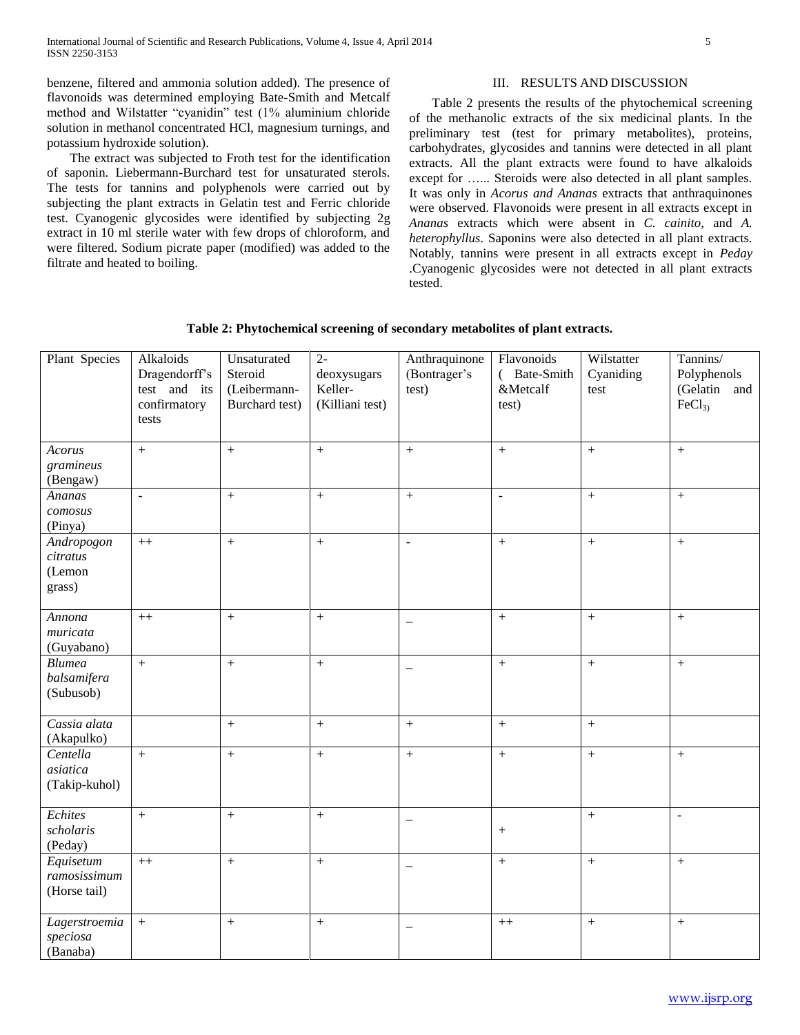benzene, filtered and ammonia solution added). The presence of flavonoids was determined employing Bate-Smith and Metcalf method and Wilstatter "cyanidin" test (1% aluminium chloride solution in methanol concentrated HCl, magnesium turnings, and potassium hydroxide solution).

The extract was subjected to Froth test for the identification of saponin. Liebermann-Burchard test for unsaturated sterols. The tests for tannins and polyphenols were carried out by subjecting the plant extracts in Gelatin test and Ferric chloride test. Cyanogenic glycosides were identified by subjecting 2g extract in 10 ml sterile water with few drops of chloroform, and were filtered. Sodium picrate paper (modified) was added to the filtrate and heated to boiling.

## III. RESULTS AND DISCUSSION

Table 2 presents the results of the phytochemical screening of the methanolic extracts of the six medicinal plants. In the preliminary test (test for primary metabolites), proteins, carbohydrates, glycosides and tannins were detected in all plant extracts. All the plant extracts were found to have alkaloids except for …... Steroids were also detected in all plant samples. It was only in *Acorus and Ananas* extracts that anthraquinones were observed. Flavonoids were present in all extracts except in *Ananas* extracts which were absent in *C. cainito*, and *A. heterophyllus*. Saponins were also detected in all plant extracts. Notably, tannins were present in all extracts except in *Peday* .Cyanogenic glycosides were not detected in all plant extracts tested.

**Table 2: Phytochemical screening of secondary metabolites of plant extracts.**

| Plant Species | Alkaloids Dragendorff's test and its confirmatory tests | Unsaturated Steroid (Leibermann-Burchard test) | 2-deoxysugars Keller-(Killiani test) | Anthraquinone (Bontrager's test) | Flavonoids ( Bate-Smith &Metcalf test) | Wilstatter Cyaniding test | Tannins/ Polyphenols (Gelatin and $FeCl_3$) |
|---|---|---|---|---|---|---|---|
| *Acorus gramineus* (Bengaw) | + | + | + | + | + | + | + |
| *Ananas comosus* (Pinya) | - | + | + | + | - | + | + |
| *Andropogon citratus* (Lemon grass) | ++ | + | + | - | + | + | + |
| *Annona muricata* (Guyabano) | ++ | + | + | _ | + | + | + |
| *Blumea balsamifera* (Subusob) | + | + | + | _ | + | + | + |
| *Cassia alata* (Akapulko) | | + | + | + | + | + | |
| *Centella asiatica* (Takip-kuhol) | + | + | + | + | + | + | + |
| *Echites scholaris* (Peday) | + | + | + | _ | + | + | - |
| *Equisetum ramosissimum* (Horse tail) | ++ | + | + | _ | + | + | + |
| *Lagerstroemia speciosa* (Banaba) | + | + | + | _ | ++ | + | + |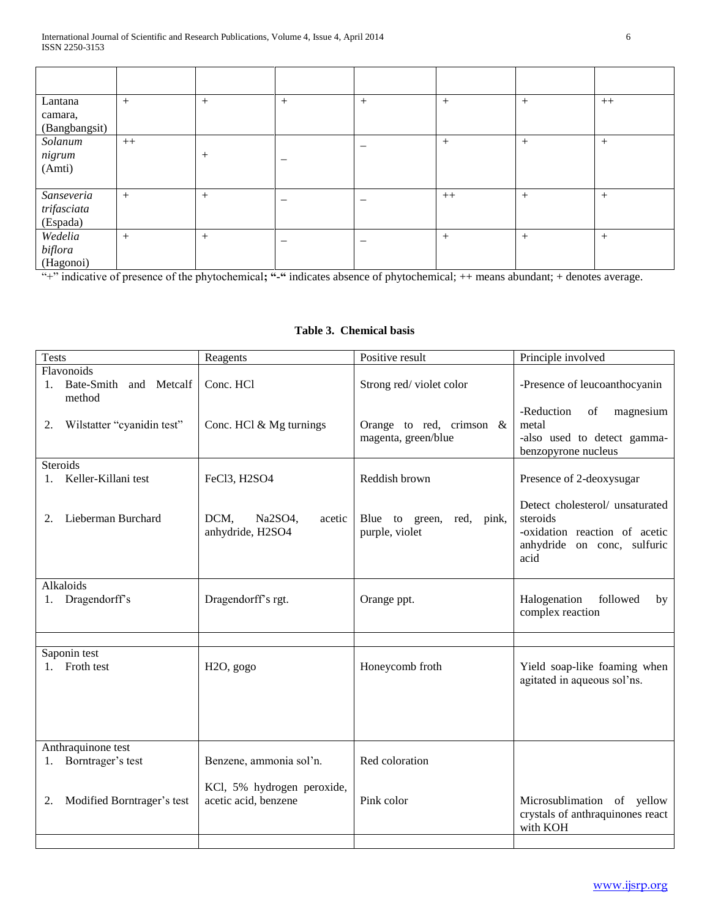| | | | | | | | |
|---|---|---|---|---|---|---|---|
| Lantana camara, (Bangbangsit) | + | + | + | + | + | + | ++ |
| *Solanum nigrum* (Amti) | ++ | + | – | – | + | + | + |
| *Sanseveria trifasciata* (Espada) | + | + | – | – | ++ | + | + |
| *Wedelia biflora* (Hagonoi) | + | + | – | – | + | + | + |

"+" indicative of presence of the phytochemical**; "-"** indicates absence of phytochemical; ++ means abundant; + denotes average.

**Table 3. Chemical basis**

| Tests | Reagents | Positive result | Principle involved |
|---|---|---|---|
| Flavonoids<br>1. Bate-Smith and Metcalf method<br>2. Wilstatter "cyanidin test" | Conc. HCl<br>Conc. HCl & Mg turnings | Strong red/ violet color<br>Orange to red, crimson & magenta, green/blue | -Presence of leucoanthocyanin<br>-Reduction of magnesium metal<br>-also used to detect gamma-benzopyrone nucleus |
| Steroids<br>1. Keller-Killani test<br>2. Lieberman Burchard | $FeCl_3$, $H_2SO_4$<br>DCM, $Na_2SO_4$, acetic anhydride, $H_2SO_4$ | Reddish brown<br>Blue to green, red, pink, purple, violet | Presence of 2-deoxysugar<br>Detect cholesterol/ unsaturated steroids<br>-oxidation reaction of acetic anhydride on conc, sulfuric acid |
| Alkaloids<br>1. Dragendorff's | Dragendorff's rgt. | Orange ppt. | Halogenation followed by complex reaction |
| | | | |
| Saponin test<br>1. Froth test | $H_2O$, gogo | Honeycomb froth | Yield soap-like foaming when agitated in aqueous sol'ns. |
| Anthraquinone test<br>1. Borntrager's test<br>2. Modified Borntrager's test | Benzene, ammonia sol'n.<br>KCl, 5% hydrogen peroxide, acetic acid, benzene | Red coloration<br>Pink color | <br>Microsublimation of yellow crystals of anthraquinones react with KOH |
| | | | |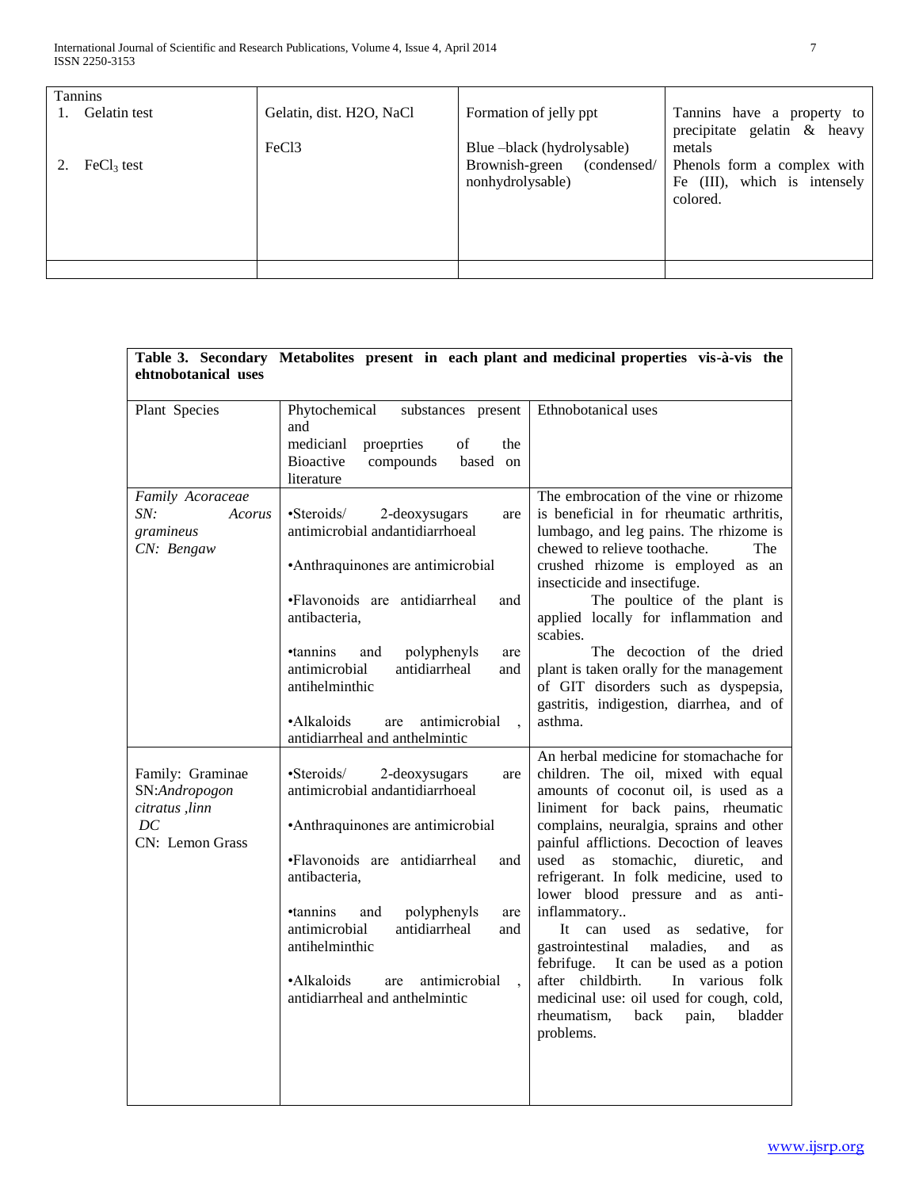| Tannins | | | |
|---|---|---|---|
| 1. Gelatin test | Gelatin, dist. H2O, NaCl | Formation of jelly ppt | Tannins have a property to precipitate gelatin & heavy metals |
| 2. $FeCl_3$ test | FeCl3 | Blue –black (hydrolysable)<br>Brownish-green (condensed/ nonhydrolysable) | Phenols form a complex with Fe (III), which is intensely colored. |
| | | | |

**Table 3. Secondary Metabolites present in each plant and medicinal properties vis-à-vis the ehtnobotanical uses**

| Plant Species | Phytochemical substances present and medicianl proeprties of the Bioactive compounds based on literature | Ethnobotanical uses |
|---|---|---|
| *Family Acoraceae*<br>*SN: Acorus gramineus*<br>*CN: Bengaw* | •Steroids/ 2-deoxysugars are antimicrobial andantidiarrhoeal<br>•Anthraquinones are antimicrobial<br>•Flavonoids are antidiarrheal and antibacteria,<br>•tannins and polyphenyls are antimicrobial antidiarrheal and antihelminthic<br>•Alkaloids are antimicrobial , antidiarrheal and anthelmintic | The embrocation of the vine or rhizome is beneficial in for rheumatic arthritis, lumbago, and leg pains. The rhizome is chewed to relieve toothache. The crushed rhizome is employed as an insecticide and insectifuge. The poultice of the plant is applied locally for inflammation and scabies. The decoction of the dried plant is taken orally for the management of GIT disorders such as dyspepsia, gastritis, indigestion, diarrhea, and of asthma. |
| Family: Graminae<br>SN:*Andropogon citratus ,linn DC*<br>CN: Lemon Grass | •Steroids/ 2-deoxysugars are antimicrobial andantidiarrhoeal<br>•Anthraquinones are antimicrobial<br>•Flavonoids are antidiarrheal and antibacteria,<br>•tannins and polyphenyls are antimicrobial antidiarrheal and antihelminthic<br>•Alkaloids are antimicrobial , antidiarrheal and anthelmintic | An herbal medicine for stomachache for children. The oil, mixed with equal amounts of coconut oil, is used as a liniment for back pains, rheumatic complains, neuralgia, sprains and other painful afflictions. Decoction of leaves used as stomachic, diuretic, and refrigerant. In folk medicine, used to lower blood pressure and as anti-inflammatory.. It can used as sedative, for gastrointestinal maladies, and as febrifuge. It can be used as a potion after childbirth. In various folk medicinal use: oil used for cough, cold, rheumatism, back pain, bladder problems. |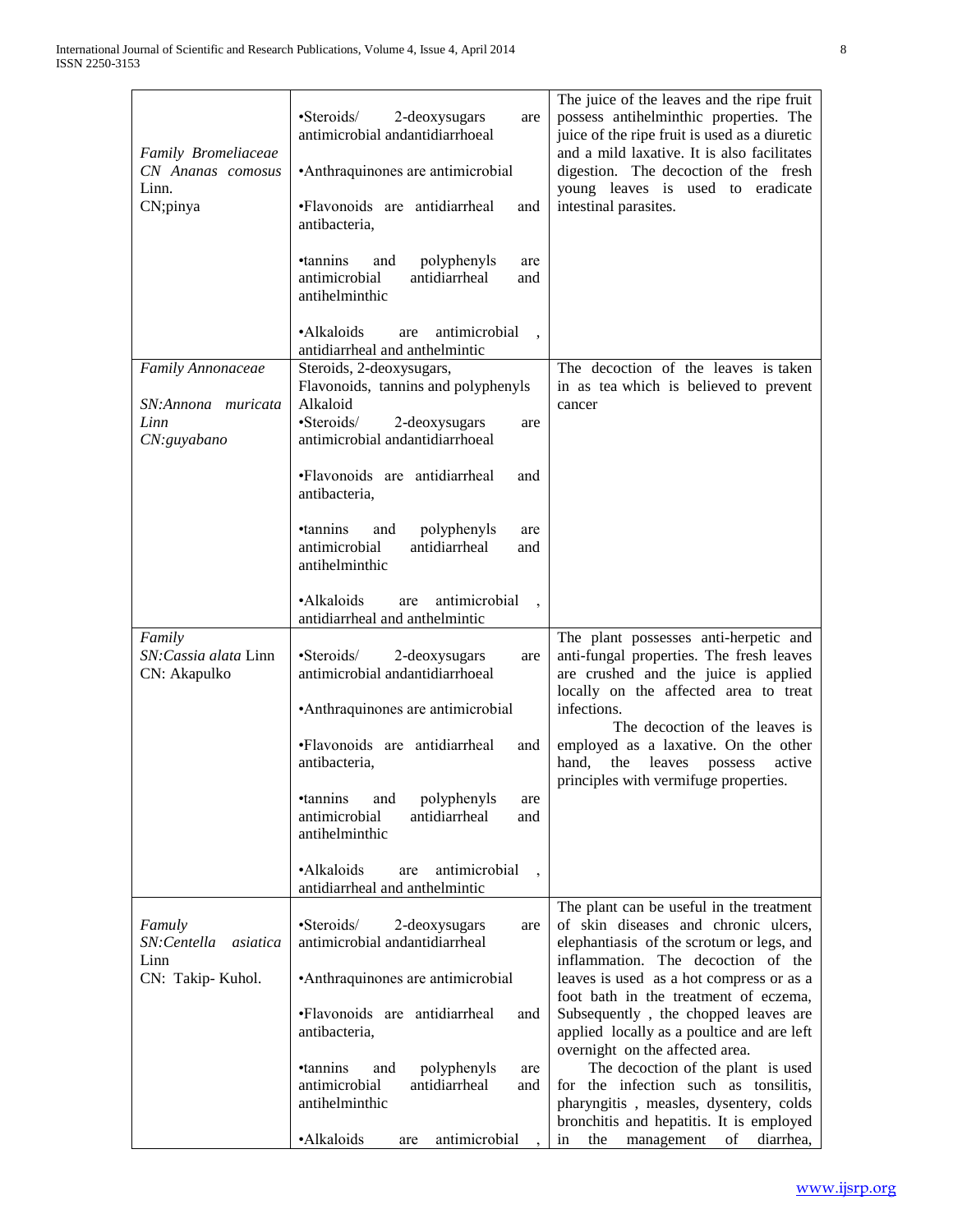| | | |
|---|---|---|
| *Family Bromeliaceae*<br>*CN Ananas comosus* Linn.<br>CN;pinya | •Steroids/ 2-deoxysugars are antimicrobial andantidiarrhoeal<br><br>•Anthraquinones are antimicrobial<br><br>•Flavonoids are antidiarrheal and antibacteria,<br><br>•tannins and polyphenyls are antimicrobial antidiarrheal and antihelminthic<br><br>•Alkaloids are antimicrobial , antidiarrheal and anthelmintic | The juice of the leaves and the ripe fruit possess antihelminthic properties. The juice of the ripe fruit is used as a diuretic and a mild laxative. It is also facilitates digestion. The decoction of the fresh young leaves is used to eradicate intestinal parasites. |
| *Family Annonaceae*<br><br>*SN:Annona muricata Linn*<br>*CN:guyabano* | Steroids, 2-deoxysugars,<br>Flavonoids, tannins and polyphenyls<br>Alkaloid<br>•Steroids/ 2-deoxysugars are antimicrobial andantidiarrhoeal<br><br>•Flavonoids are antidiarrheal and antibacteria,<br><br>•tannins and polyphenyls are antimicrobial antidiarrheal and antihelminthic<br><br>•Alkaloids are antimicrobial , antidiarrheal and anthelmintic | The decoction of the leaves is taken in as tea which is believed to prevent cancer |
| *Family*<br>*SN:Cassia alata* Linn<br>CN: Akapulko | •Steroids/ 2-deoxysugars are antimicrobial andantidiarrhoeal<br><br>•Anthraquinones are antimicrobial<br><br>•Flavonoids are antidiarrheal and antibacteria,<br><br>•tannins and polyphenyls are antimicrobial antidiarrheal and antihelminthic<br><br>•Alkaloids are antimicrobial , antidiarrheal and anthelmintic | The plant possesses anti-herpetic and anti-fungal properties. The fresh leaves are crushed and the juice is applied locally on the affected area to treat infections.<br>The decoction of the leaves is employed as a laxative. On the other hand, the leaves possess active principles with vermifuge properties. |
| *Famuly*<br>*SN:Centella asiatica* Linn<br>CN: Takip- Kuhol. | •Steroids/ 2-deoxysugars are antimicrobial andantidiarrheal<br><br>•Anthraquinones are antimicrobial<br><br>•Flavonoids are antidiarrheal and antibacteria,<br><br>•tannins and polyphenyls are antimicrobial antidiarrheal and antihelminthic<br><br>•Alkaloids are antimicrobial , | The plant can be useful in the treatment of skin diseases and chronic ulcers, elephantiasis of the scrotum or legs, and inflammation. The decoction of the leaves is used as a hot compress or as a foot bath in the treatment of eczema, Subsequently , the chopped leaves are applied locally as a poultice and are left overnight on the affected area.<br>The decoction of the plant is used for the infection such as tonsilitis, pharyngitis , measles, dysentery, colds bronchitis and hepatitis. It is employed in the management of diarrhea, |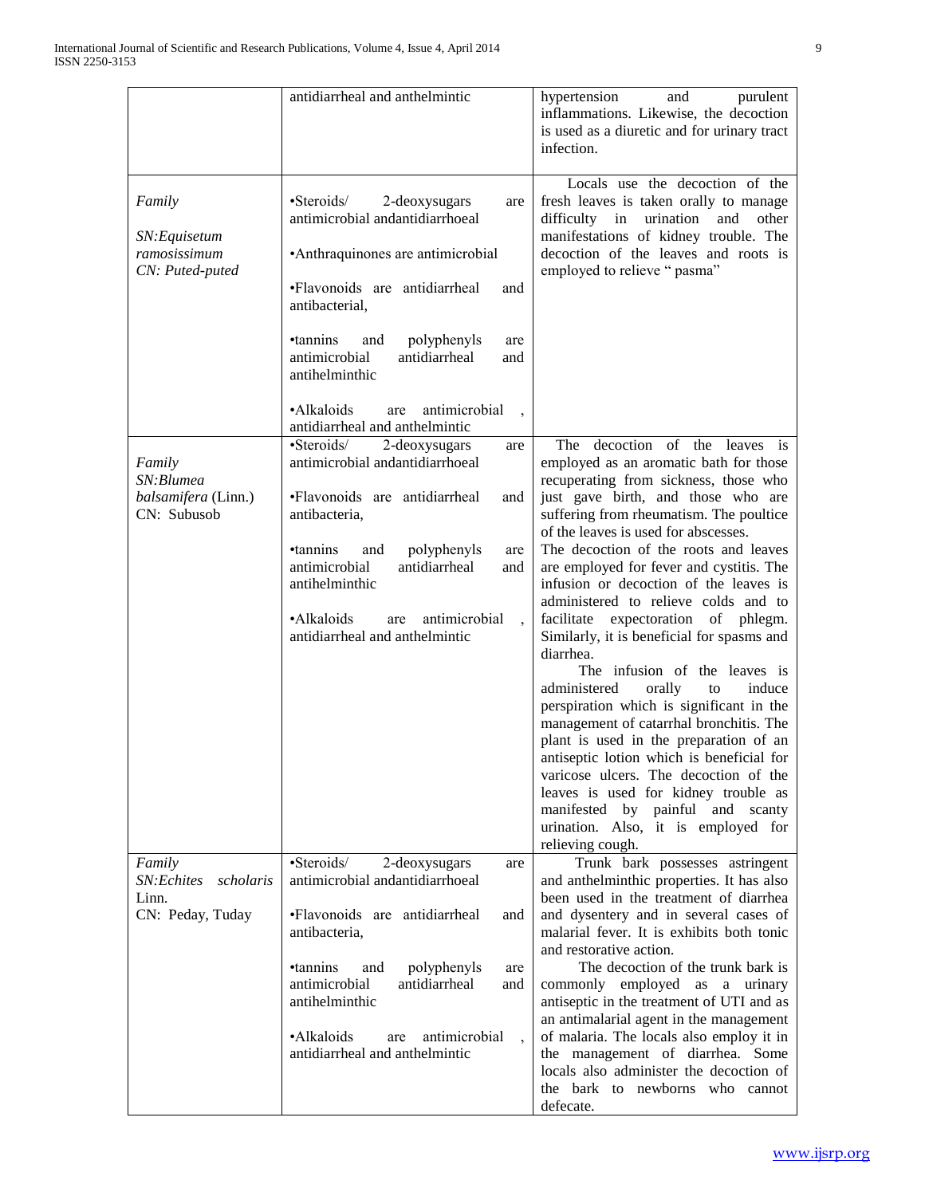| | | |
|---|---|---|
| | antidiarrheal and anthelmintic | hypertension and purulent inflammations. Likewise, the decoction is used as a diuretic and for urinary tract infection. |
| Family<br><br>*SN:Equisetum ramosissimum*<br>*CN: Puted-puted* | •Steroids/ 2-deoxysugars are antimicrobial andantidiarrhoeal<br><br>•Anthraquinones are antimicrobial<br><br>•Flavonoids are antidiarrheal and antibacterial,<br><br>•tannins and polyphenyls are antimicrobial antidiarrheal and antihelminthic<br><br>•Alkaloids are antimicrobial , antidiarrheal and anthelmintic | Locals use the decoction of the fresh leaves is taken orally to manage difficulty in urination and other manifestations of kidney trouble. The decoction of the leaves and roots is employed to relieve " pasma" |
| Family<br>*SN:Blumea balsamifera* (Linn.)<br>CN: Subusob | •Steroids/ 2-deoxysugars are antimicrobial andantidiarrhoeal<br><br>•Flavonoids are antidiarrheal and antibacteria,<br><br>•tannins and polyphenyls are antimicrobial antidiarrheal and antihelminthic<br><br>•Alkaloids are antimicrobial , antidiarrheal and anthelmintic | The decoction of the leaves is employed as an aromatic bath for those recuperating from sickness, those who just gave birth, and those who are suffering from rheumatism. The poultice of the leaves is used for abscesses. The decoction of the roots and leaves are employed for fever and cystitis. The infusion or decoction of the leaves is administered to relieve colds and to facilitate expectoration of phlegm. Similarly, it is beneficial for spasms and diarrhea.<br><br>The infusion of the leaves is administered orally to induce perspiration which is significant in the management of catarrhal bronchitis. The plant is used in the preparation of an antiseptic lotion which is beneficial for varicose ulcers. The decoction of the leaves is used for kidney trouble as manifested by painful and scanty urination. Also, it is employed for relieving cough. |
| Family<br>*SN:Echites scholaris* Linn.<br>CN: Peday, Tuday | •Steroids/ 2-deoxysugars are antimicrobial andantidiarrhoeal<br><br>•Flavonoids are antidiarrheal and antibacteria,<br><br>•tannins and polyphenyls are antimicrobial antidiarrheal and antihelminthic<br><br>•Alkaloids are antimicrobial , antidiarrheal and anthelmintic | Trunk bark possesses astringent and anthelminthic properties. It has also been used in the treatment of diarrhea and dysentery and in several cases of malarial fever. It is exhibits both tonic and restorative action.<br><br>The decoction of the trunk bark is commonly employed as a urinary antiseptic in the treatment of UTI and as an antimalarial agent in the management of malaria. The locals also employ it in the management of diarrhea. Some locals also administer the decoction of the bark to newborns who cannot defecate. |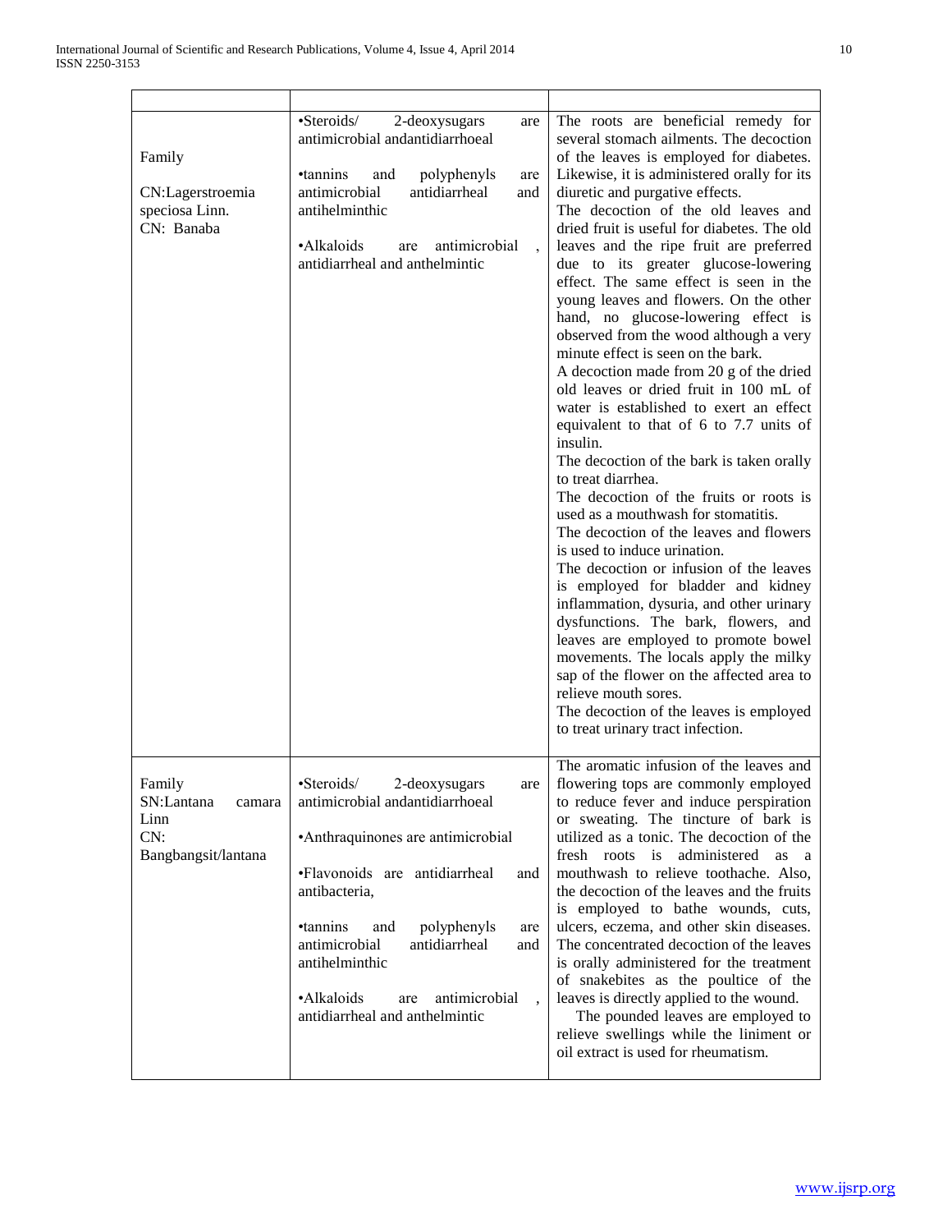| | | |
|---|---|---|
| Family<br><br>CN:Lagerstroemia speciosa Linn.<br>CN: Banaba | •Steroids/ 2-deoxysugars are antimicrobial andantidiarrhoeal<br><br>•tannins and polyphenyls are antimicrobial antidiarrheal and antihelminthic<br><br>•Alkaloids are antimicrobial , antidiarrheal and anthelmintic | The roots are beneficial remedy for several stomach ailments. The decoction of the leaves is employed for diabetes. Likewise, it is administered orally for its diuretic and purgative effects.<br>The decoction of the old leaves and dried fruit is useful for diabetes. The old leaves and the ripe fruit are preferred due to its greater glucose-lowering effect. The same effect is seen in the young leaves and flowers. On the other hand, no glucose-lowering effect is observed from the wood although a very minute effect is seen on the bark.<br>A decoction made from 20 g of the dried old leaves or dried fruit in 100 mL of water is established to exert an effect equivalent to that of 6 to 7.7 units of insulin.<br>The decoction of the bark is taken orally to treat diarrhea.<br>The decoction of the fruits or roots is used as a mouthwash for stomatitis.<br>The decoction of the leaves and flowers is used to induce urination.<br>The decoction or infusion of the leaves is employed for bladder and kidney inflammation, dysuria, and other urinary dysfunctions. The bark, flowers, and leaves are employed to promote bowel movements. The locals apply the milky sap of the flower on the affected area to relieve mouth sores.<br>The decoction of the leaves is employed to treat urinary tract infection. |
| Family<br>SN:Lantana camara Linn<br>CN: Bangbangsit/lantana | •Steroids/ 2-deoxysugars are antimicrobial andantidiarrhoeal<br><br>•Anthraquinones are antimicrobial<br><br>•Flavonoids are antidiarrheal and antibacteria,<br><br>•tannins and polyphenyls are antimicrobial antidiarrheal and antihelminthic<br><br>•Alkaloids are antimicrobial , antidiarrheal and anthelmintic | The aromatic infusion of the leaves and flowering tops are commonly employed to reduce fever and induce perspiration or sweating. The tincture of bark is utilized as a tonic. The decoction of the fresh roots is administered as a mouthwash to relieve toothache. Also, the decoction of the leaves and the fruits is employed to bathe wounds, cuts, ulcers, eczema, and other skin diseases. The concentrated decoction of the leaves is orally administered for the treatment of snakebites as the poultice of the leaves is directly applied to the wound.<br>The pounded leaves are employed to relieve swellings while the liniment or oil extract is used for rheumatism. |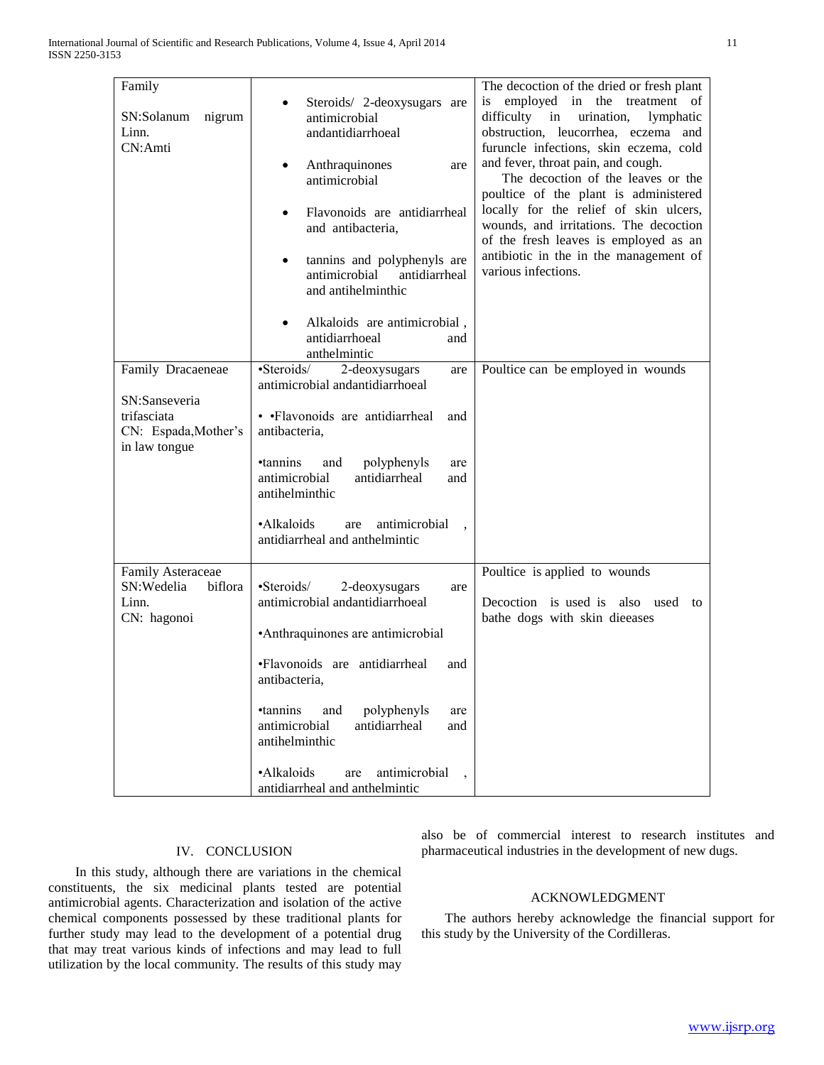| Family<br><br>SN:Solanum nigrum Linn.<br>CN:Amti | • Steroids/ 2-deoxysugars are antimicrobial andantidiarrhoeal<br><br>• Anthraquinones are antimicrobial<br><br>• Flavonoids are antidiarrheal and antibacteria,<br><br>• tannins and polyphenyls are antimicrobial antidiarrheal and antihelminthic<br><br>• Alkaloids are antimicrobial , antidiarrhoeal and anthelmintic | The decoction of the dried or fresh plant is employed in the treatment of difficulty in urination, lymphatic obstruction, leucorrhea, eczema and furuncle infections, skin eczema, cold and fever, throat pain, and cough.<br>The decoction of the leaves or the poultice of the plant is administered locally for the relief of skin ulcers, wounds, and irritations. The decoction of the fresh leaves is employed as an antibiotic in the in the management of various infections. |
|---|---|---|
| Family Dracaeneae<br><br>SN:Sanseveria trifasciata<br>CN: Espada,Mother's in law tongue | •Steroids/ 2-deoxysugars are antimicrobial andantidiarrhoeal<br><br>• •Flavonoids are antidiarrheal and antibacteria,<br><br>•tannins and polyphenyls are antimicrobial antidiarrheal and antihelminthic<br><br>•Alkaloids are antimicrobial , antidiarrheal and anthelmintic | Poultice can be employed in wounds |
| Family Asteraceae<br>SN:Wedelia biflora Linn.<br>CN: hagonoi | •Steroids/ 2-deoxysugars are antimicrobial andantidiarrhoeal<br><br>•Anthraquinones are antimicrobial<br><br>•Flavonoids are antidiarrheal and antibacteria,<br><br>•tannins and polyphenyls are antimicrobial antidiarrheal and antihelminthic<br><br>•Alkaloids are antimicrobial , antidiarrheal and anthelmintic | Poultice is applied to wounds<br><br>Decoction is used is also used to bathe dogs with skin dieeases |

## IV. CONCLUSION

In this study, although there are variations in the chemical constituents, the six medicinal plants tested are potential antimicrobial agents. Characterization and isolation of the active chemical components possessed by these traditional plants for further study may lead to the development of a potential drug that may treat various kinds of infections and may lead to full utilization by the local community. The results of this study may also be of commercial interest to research institutes and pharmaceutical industries in the development of new dugs.

## ACKNOWLEDGMENT

The authors hereby acknowledge the financial support for this study by the University of the Cordilleras.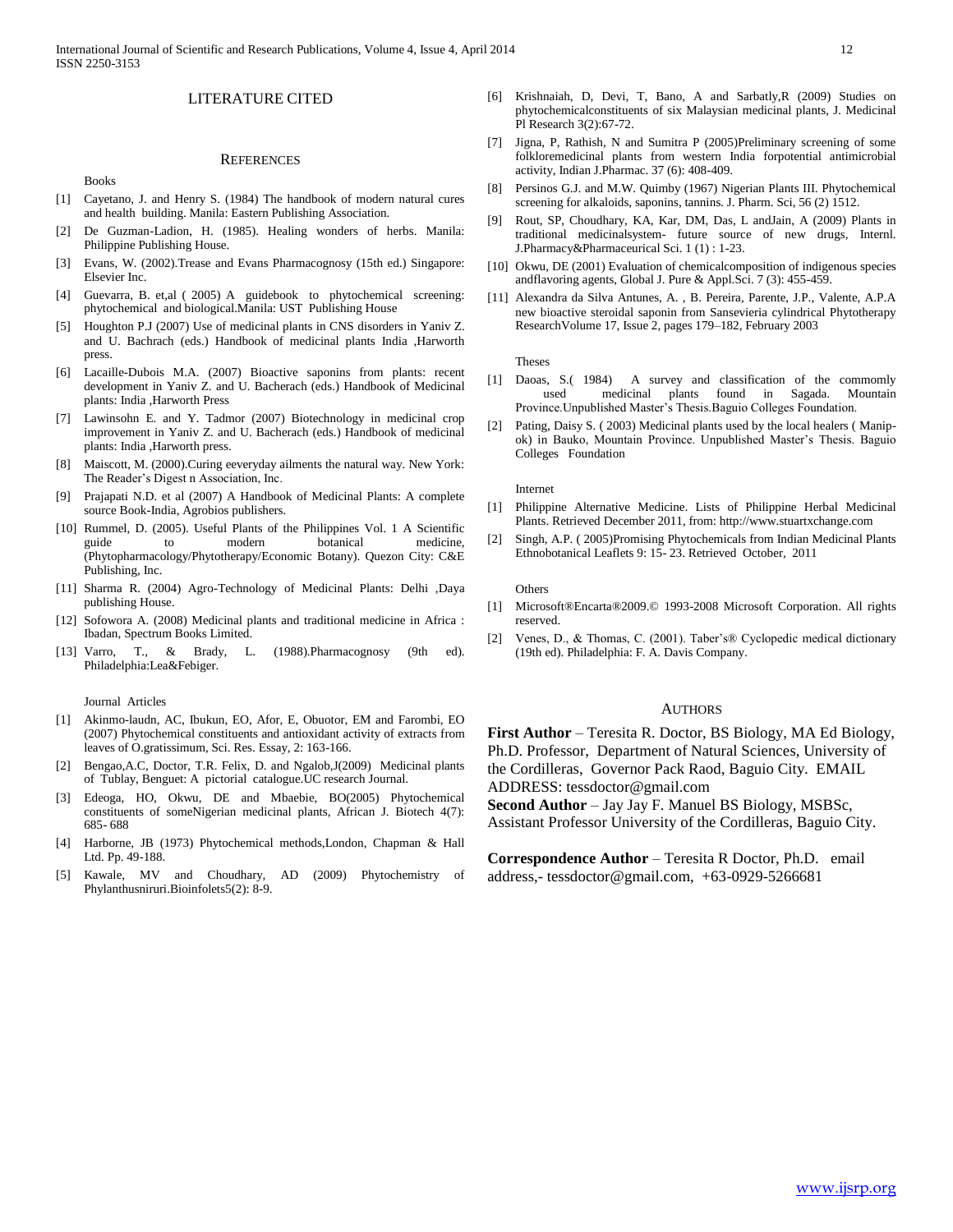## LITERATURE CITED

### REFERENCES

Books

[1] Cayetano, J. and Henry S. (1984) The handbook of modern natural cures and health building. Manila: Eastern Publishing Association.

[2] De Guzman-Ladion, H. (1985). Healing wonders of herbs. Manila: Philippine Publishing House.

[3] Evans, W. (2002).Trease and Evans Pharmacognosy (15th ed.) Singapore: Elsevier Inc.

[4] Guevarra, B. et,al ( 2005) A guidebook to phytochemical screening: phytochemical and biological.Manila: UST Publishing House

[5] Houghton P.J (2007) Use of medicinal plants in CNS disorders in Yaniv Z. and U. Bachrach (eds.) Handbook of medicinal plants India ,Harworth press.

[6] Lacaille-Dubois M.A. (2007) Bioactive saponins from plants: recent development in Yaniv Z. and U. Bacherach (eds.) Handbook of Medicinal plants: India ,Harworth Press

[7] Lawinsohn E. and Y. Tadmor (2007) Biotechnology in medicinal crop improvement in Yaniv Z. and U. Bacherach (eds.) Handbook of medicinal plants: India ,Harworth press.

[8] Maiscott, M. (2000).Curing eeveryday ailments the natural way. New York: The Reader's Digest n Association, Inc.

[9] Prajapati N.D. et al (2007) A Handbook of Medicinal Plants: A complete source Book-India, Agrobios publishers.

[10] Rummel, D. (2005). Useful Plants of the Philippines Vol. 1 A Scientific guide to modern botanical medicine, (Phytopharmacology/Phytotherapy/Economic Botany). Quezon City: C&E Publishing, Inc.

[11] Sharma R. (2004) Agro-Technology of Medicinal Plants: Delhi ,Daya publishing House.

[12] Sofowora A. (2008) Medicinal plants and traditional medicine in Africa : Ibadan, Spectrum Books Limited.

[13] Varro, T., & Brady, L. (1988).Pharmacognosy (9th ed). Philadelphia:Lea&Febiger.

Journal Articles

[1] Akinmo-laudn, AC, Ibukun, EO, Afor, E, Obuotor, EM and Farombi, EO (2007) Phytochemical constituents and antioxidant activity of extracts from leaves of O.gratissimum, Sci. Res. Essay, 2: 163-166.

[2] Bengao,A.C, Doctor, T.R. Felix, D. and Ngalob,J(2009) Medicinal plants of Tublay, Benguet: A pictorial catalogue.UC research Journal.

[3] Edeoga, HO, Okwu, DE and Mbaebie, BO(2005) Phytochemical constituents of someNigerian medicinal plants, African J. Biotech 4(7): 685- 688

[4] Harborne, JB (1973) Phytochemical methods,London, Chapman & Hall Ltd. Pp. 49-188.

[5] Kawale, MV and Choudhary, AD (2009) Phytochemistry of Phylanthusniruri.Bioinfolets5(2): 8-9.

[6] Krishnaiah, D, Devi, T, Bano, A and Sarbatly,R (2009) Studies on phytochemicalconstituents of six Malaysian medicinal plants, J. Medicinal Pl Research 3(2):67-72.

[7] Jigna, P, Rathish, N and Sumitra P (2005)Preliminary screening of some folkloremedicinal plants from western India forpotential antimicrobial activity, Indian J.Pharmac. 37 (6): 408-409.

[8] Persinos G.J. and M.W. Quimby (1967) Nigerian Plants III. Phytochemical screening for alkaloids, saponins, tannins. J. Pharm. Sci, 56 (2) 1512.

[9] Rout, SP, Choudhary, KA, Kar, DM, Das, L andJain, A (2009) Plants in traditional medicinalsystem- future source of new drugs, Internl. J.Pharmacy&Pharmaceurical Sci. 1 (1) : 1-23.

[10] Okwu, DE (2001) Evaluation of chemicalcomposition of indigenous species andflavoring agents, Global J. Pure & Appl.Sci. 7 (3): 455-459.

[11] Alexandra da Silva Antunes, A. , B. Pereira, Parente, J.P., Valente, A.P.A new bioactive steroidal saponin from Sansevieria cylindrical Phytotherapy ResearchVolume 17, Issue 2, pages 179–182, February 2003

Theses

[1] Daoas, S.( 1984) A survey and classification of the commomly used medicinal plants found in Sagada. Mountain Province.Unpublished Master's Thesis.Baguio Colleges Foundation.

[2] Pating, Daisy S. ( 2003) Medicinal plants used by the local healers ( Manip-ok) in Bauko, Mountain Province. Unpublished Master's Thesis. Baguio Colleges Foundation

Internet

[1] Philippine Alternative Medicine. Lists of Philippine Herbal Medicinal Plants. Retrieved December 2011, from: http://www.stuartxchange.com

[2] Singh, A.P. ( 2005)Promising Phytochemicals from Indian Medicinal Plants Ethnobotanical Leaflets 9: 15- 23. Retrieved October, 2011

Others

[1] Microsoft®Encarta®2009.© 1993-2008 Microsoft Corporation. All rights reserved.

[2] Venes, D., & Thomas, C. (2001). Taber's® Cyclopedic medical dictionary (19th ed). Philadelphia: F. A. Davis Company.

### AUTHORS

**First Author** – Teresita R. Doctor, BS Biology, MA Ed Biology, Ph.D. Professor, Department of Natural Sciences, University of the Cordilleras, Governor Pack Raod, Baguio City. EMAIL ADDRESS: tessdoctor@gmail.com

**Second Author** – Jay Jay F. Manuel BS Biology, MSBSc, Assistant Professor University of the Cordilleras, Baguio City.

**Correspondence Author** – Teresita R Doctor, Ph.D. email address,- tessdoctor@gmail.com, +63-0929-5266681